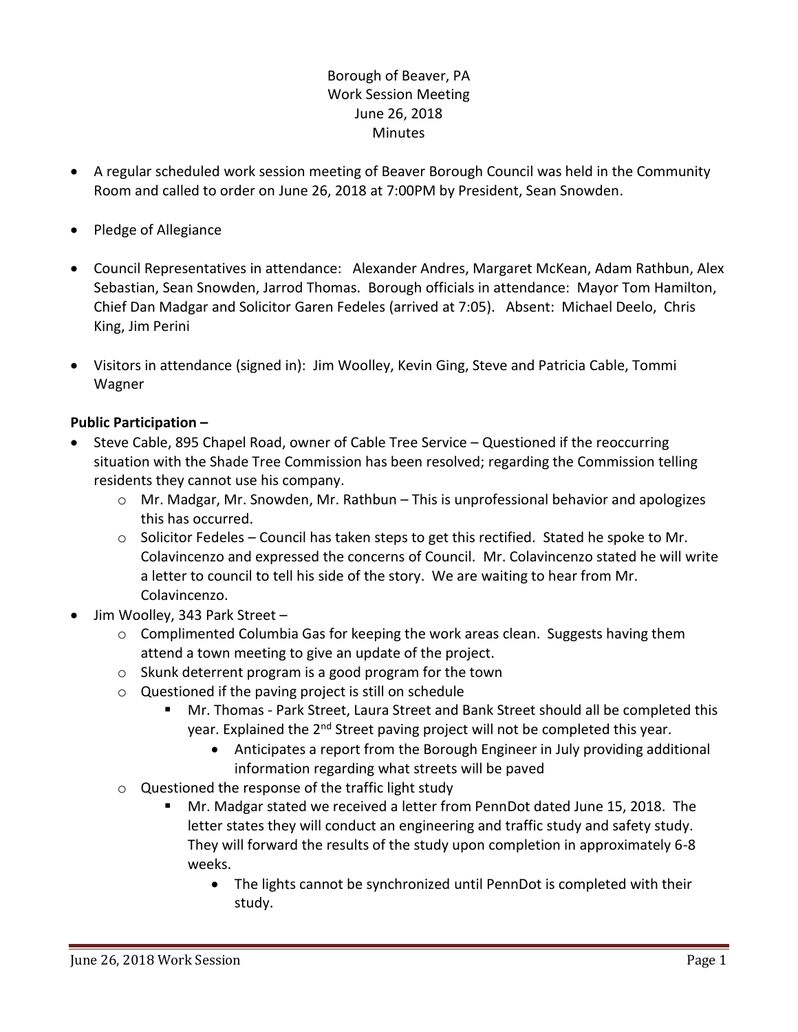Borough of Beaver, PA
Work Session Meeting
June 26, 2018
Minutes

- A regular scheduled work session meeting of Beaver Borough Council was held in the Community Room and called to order on June 26, 2018 at 7:00PM by President, Sean Snowden.
- Pledge of Allegiance
- Council Representatives in attendance: Alexander Andres, Margaret McKean, Adam Rathbun, Alex Sebastian, Sean Snowden, Jarrod Thomas. Borough officials in attendance: Mayor Tom Hamilton, Chief Dan Madgar and Solicitor Garen Fedeles (arrived at 7:05). Absent: Michael Deelo, Chris King, Jim Perini
- Visitors in attendance (signed in): Jim Woolley, Kevin Ging, Steve and Patricia Cable, Tommi Wagner

**Public Participation –**

- Steve Cable, 895 Chapel Road, owner of Cable Tree Service – Questioned if the reoccurring situation with the Shade Tree Commission has been resolved; regarding the Commission telling residents they cannot use his company.
  - Mr. Madgar, Mr. Snowden, Mr. Rathbun – This is unprofessional behavior and apologizes this has occurred.
  - Solicitor Fedeles – Council has taken steps to get this rectified. Stated he spoke to Mr. Colavincenzo and expressed the concerns of Council. Mr. Colavincenzo stated he will write a letter to council to tell his side of the story. We are waiting to hear from Mr. Colavincenzo.
- Jim Woolley, 343 Park Street –
  - Complimented Columbia Gas for keeping the work areas clean. Suggests having them attend a town meeting to give an update of the project.
  - Skunk deterrent program is a good program for the town
  - Questioned if the paving project is still on schedule
    - Mr. Thomas - Park Street, Laura Street and Bank Street should all be completed this year. Explained the 2nd Street paving project will not be completed this year.
      - Anticipates a report from the Borough Engineer in July providing additional information regarding what streets will be paved
  - Questioned the response of the traffic light study
    - Mr. Madgar stated we received a letter from PennDot dated June 15, 2018. The letter states they will conduct an engineering and traffic study and safety study. They will forward the results of the study upon completion in approximately 6-8 weeks.
      - The lights cannot be synchronized until PennDot is completed with their study.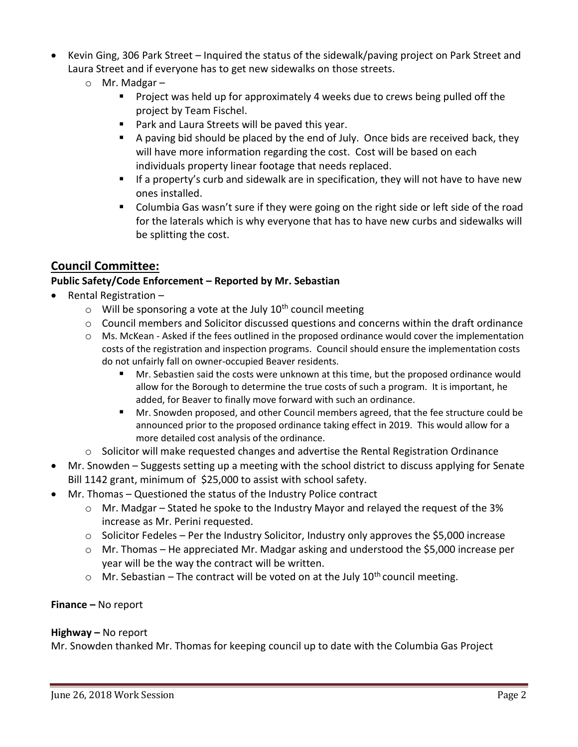- Kevin Ging, 306 Park Street – Inquired the status of the sidewalk/paving project on Park Street and Laura Street and if everyone has to get new sidewalks on those streets.
  - Mr. Madgar –
    - Project was held up for approximately 4 weeks due to crews being pulled off the project by Team Fischel.
    - Park and Laura Streets will be paved this year.
    - A paving bid should be placed by the end of July. Once bids are received back, they will have more information regarding the cost. Cost will be based on each individuals property linear footage that needs replaced.
    - If a property's curb and sidewalk are in specification, they will not have to have new ones installed.
    - Columbia Gas wasn't sure if they were going on the right side or left side of the road for the laterals which is why everyone that has to have new curbs and sidewalks will be splitting the cost.

## Council Committee:

**Public Safety/Code Enforcement – Reported by Mr. Sebastian**

- Rental Registration –
  - Will be sponsoring a vote at the July 10th council meeting
  - Council members and Solicitor discussed questions and concerns within the draft ordinance
  - Ms. McKean - Asked if the fees outlined in the proposed ordinance would cover the implementation costs of the registration and inspection programs. Council should ensure the implementation costs do not unfairly fall on owner-occupied Beaver residents.
    - Mr. Sebastien said the costs were unknown at this time, but the proposed ordinance would allow for the Borough to determine the true costs of such a program. It is important, he added, for Beaver to finally move forward with such an ordinance.
    - Mr. Snowden proposed, and other Council members agreed, that the fee structure could be announced prior to the proposed ordinance taking effect in 2019. This would allow for a more detailed cost analysis of the ordinance.
  - Solicitor will make requested changes and advertise the Rental Registration Ordinance
- Mr. Snowden – Suggests setting up a meeting with the school district to discuss applying for Senate Bill 1142 grant, minimum of $25,000 to assist with school safety.
- Mr. Thomas – Questioned the status of the Industry Police contract
  - Mr. Madgar – Stated he spoke to the Industry Mayor and relayed the request of the 3% increase as Mr. Perini requested.
  - Solicitor Fedeles – Per the Industry Solicitor, Industry only approves the $5,000 increase
  - Mr. Thomas – He appreciated Mr. Madgar asking and understood the $5,000 increase per year will be the way the contract will be written.
  - Mr. Sebastian – The contract will be voted on at the July 10th council meeting.

**Finance –** No report

**Highway –** No report

Mr. Snowden thanked Mr. Thomas for keeping council up to date with the Columbia Gas Project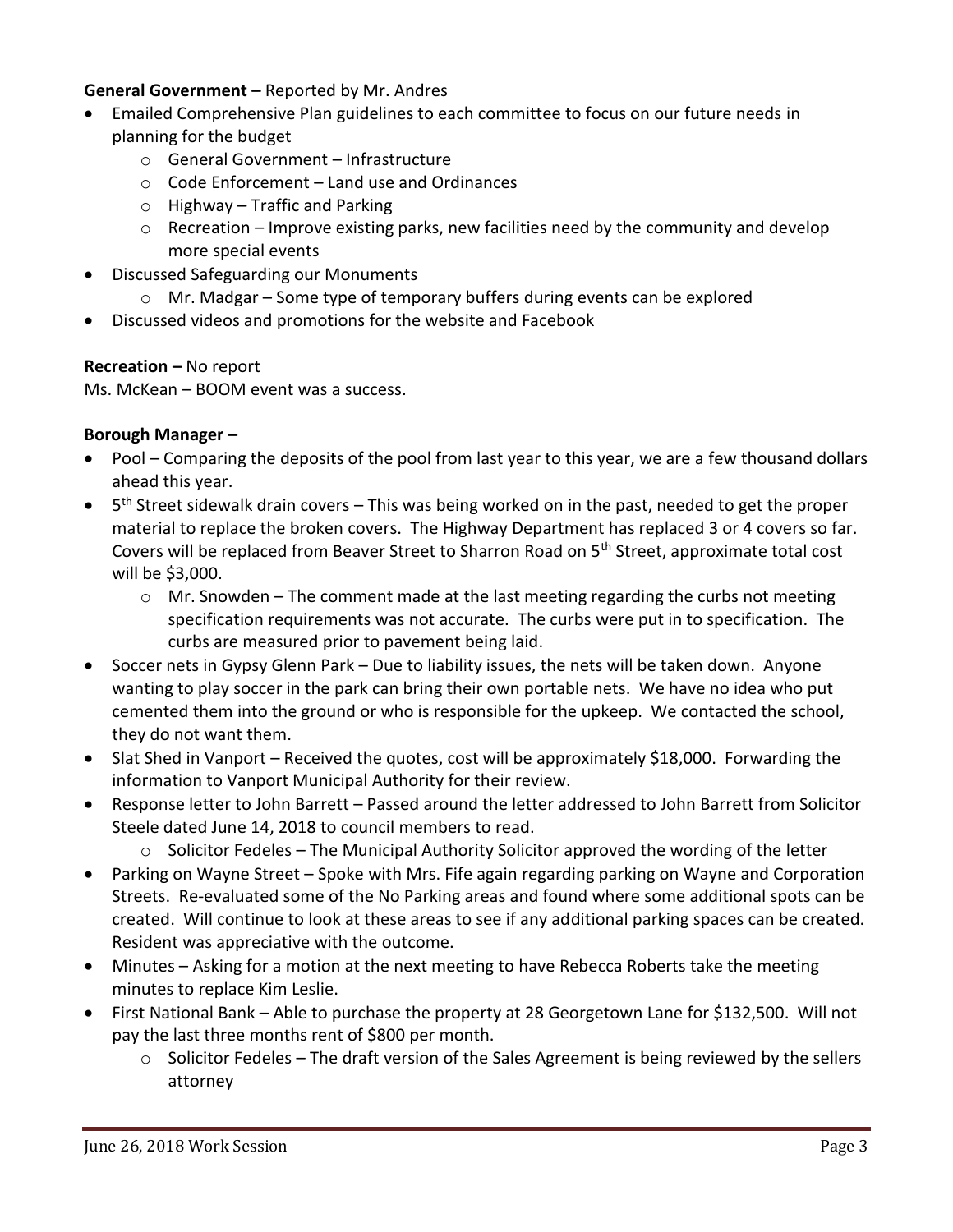**General Government –** Reported by Mr. Andres

- Emailed Comprehensive Plan guidelines to each committee to focus on our future needs in planning for the budget
  - General Government – Infrastructure
  - Code Enforcement – Land use and Ordinances
  - Highway – Traffic and Parking
  - Recreation – Improve existing parks, new facilities need by the community and develop more special events
- Discussed Safeguarding our Monuments
  - Mr. Madgar – Some type of temporary buffers during events can be explored
- Discussed videos and promotions for the website and Facebook

**Recreation –** No report

Ms. McKean – BOOM event was a success.

**Borough Manager –**

- Pool – Comparing the deposits of the pool from last year to this year, we are a few thousand dollars ahead this year.
- 5th Street sidewalk drain covers – This was being worked on in the past, needed to get the proper material to replace the broken covers. The Highway Department has replaced 3 or 4 covers so far. Covers will be replaced from Beaver Street to Sharron Road on 5th Street, approximate total cost will be $3,000.
  - Mr. Snowden – The comment made at the last meeting regarding the curbs not meeting specification requirements was not accurate. The curbs were put in to specification. The curbs are measured prior to pavement being laid.
- Soccer nets in Gypsy Glenn Park – Due to liability issues, the nets will be taken down. Anyone wanting to play soccer in the park can bring their own portable nets. We have no idea who put cemented them into the ground or who is responsible for the upkeep. We contacted the school, they do not want them.
- Slat Shed in Vanport – Received the quotes, cost will be approximately $18,000. Forwarding the information to Vanport Municipal Authority for their review.
- Response letter to John Barrett – Passed around the letter addressed to John Barrett from Solicitor Steele dated June 14, 2018 to council members to read.
  - Solicitor Fedeles – The Municipal Authority Solicitor approved the wording of the letter
- Parking on Wayne Street – Spoke with Mrs. Fife again regarding parking on Wayne and Corporation Streets. Re-evaluated some of the No Parking areas and found where some additional spots can be created. Will continue to look at these areas to see if any additional parking spaces can be created. Resident was appreciative with the outcome.
- Minutes – Asking for a motion at the next meeting to have Rebecca Roberts take the meeting minutes to replace Kim Leslie.
- First National Bank – Able to purchase the property at 28 Georgetown Lane for $132,500. Will not pay the last three months rent of $800 per month.
  - Solicitor Fedeles – The draft version of the Sales Agreement is being reviewed by the sellers attorney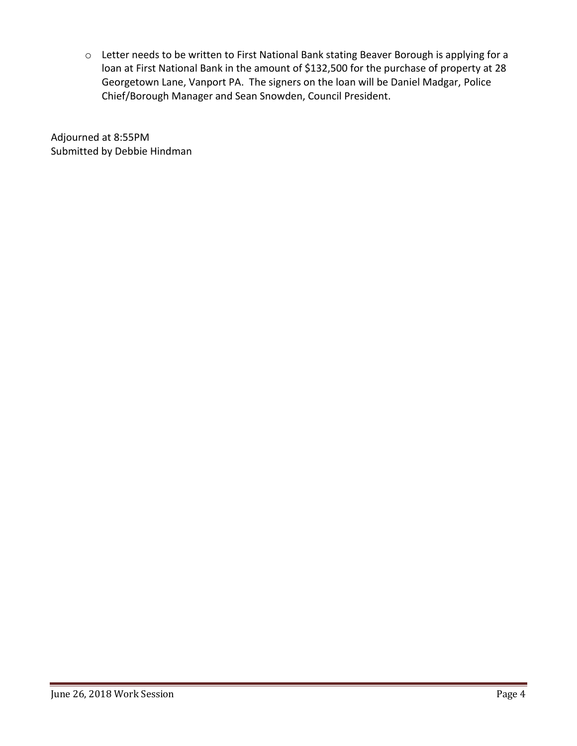- Letter needs to be written to First National Bank stating Beaver Borough is applying for a loan at First National Bank in the amount of $132,500 for the purchase of property at 28 Georgetown Lane, Vanport PA. The signers on the loan will be Daniel Madgar, Police Chief/Borough Manager and Sean Snowden, Council President.

Adjourned at 8:55PM
Submitted by Debbie Hindman